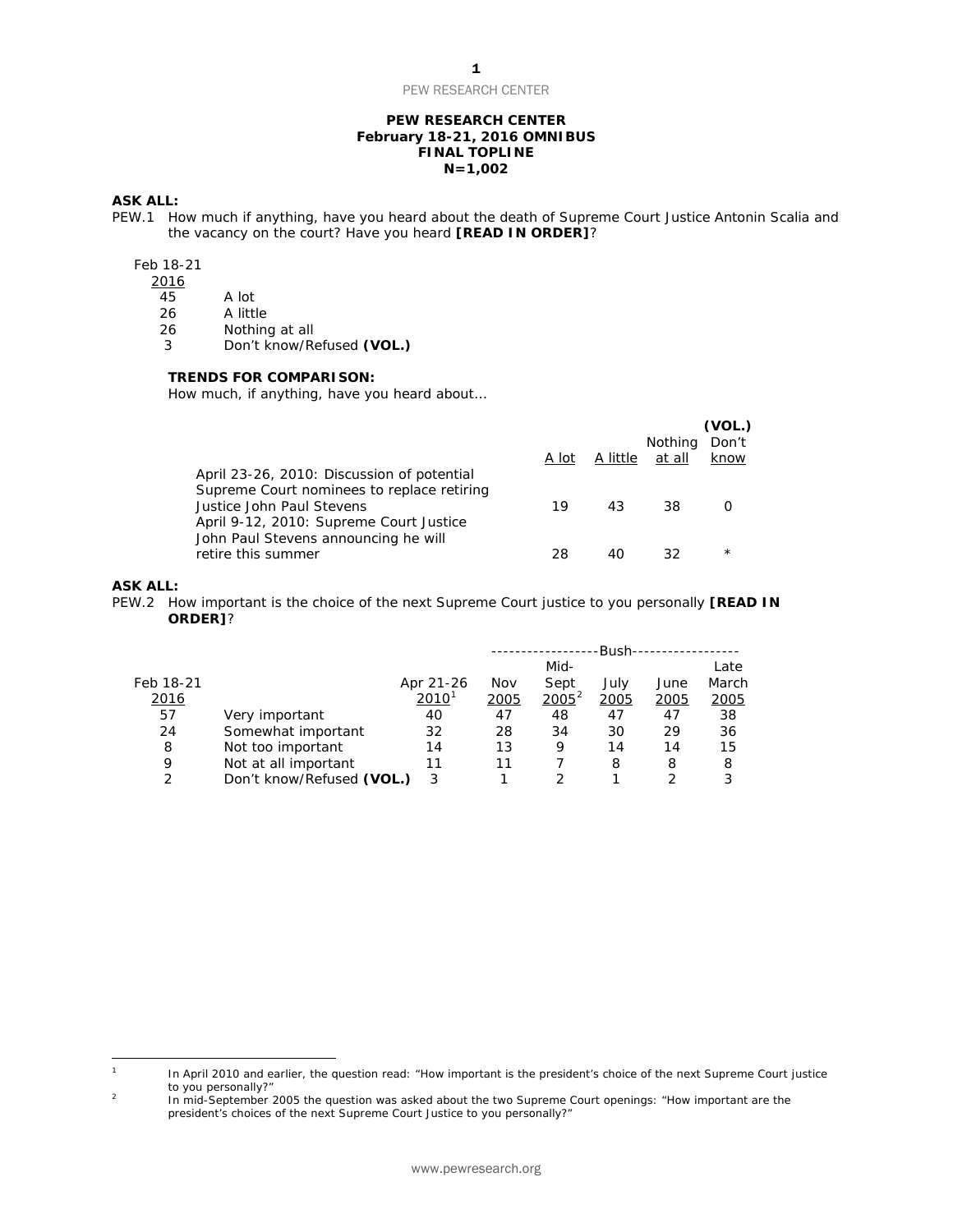**PEW RESEARCH CENTER**
**February 18-21, 2016 OMNIBUS**
**FINAL TOPLINE**
**N=1,002**

**ASK ALL:**

PEW.1 How much if anything, have you heard about the death of Supreme Court Justice Antonin Scalia and the vacancy on the court? Have you heard **[READ IN ORDER]**?

| Feb 18-21 2016 | |
|---|---|
| 45 | A lot |
| 26 | A little |
| 26 | Nothing at all |
| 3 | Don't know/Refused **(VOL.)** |

**TRENDS FOR COMPARISON:**

How much, if anything, have you heard about...

| | A lot | A little | Nothing at all | (VOL.) Don't know |
|---|---|---|---|---|
| April 23-26, 2010: Discussion of potential Supreme Court nominees to replace retiring Justice John Paul Stevens | 19 | 43 | 38 | 0 |
| April 9-12, 2010: Supreme Court Justice John Paul Stevens announcing he will retire this summer | 28 | 40 | 32 | * |

**ASK ALL:**

PEW.2 How important is the choice of the next Supreme Court justice to you personally **[READ IN ORDER]**?

| | | | Bush | | | | |
|---|---|---|---|---|---|---|---|
| Feb 18-21 2016 | | Apr 21-26 2010[1] | Nov 2005 | Mid-Sept 2005[2] | July 2005 | June 2005 | Late March 2005 |
| 57 | Very important | 40 | 47 | 48 | 47 | 47 | 38 |
| 24 | Somewhat important | 32 | 28 | 34 | 30 | 29 | 36 |
| 8 | Not too important | 14 | 13 | 9 | 14 | 14 | 15 |
| 9 | Not at all important | 11 | 11 | 7 | 8 | 8 | 8 |
| 2 | Don't know/Refused **(VOL.)** | 3 | 1 | 2 | 1 | 2 | 3 |

[1] In April 2010 and earlier, the question read: "How important is the president's choice of the next Supreme Court justice to you personally?"

[2] In mid-September 2005 the question was asked about the two Supreme Court openings: "How important are the president's choices of the next Supreme Court Justice to you personally?"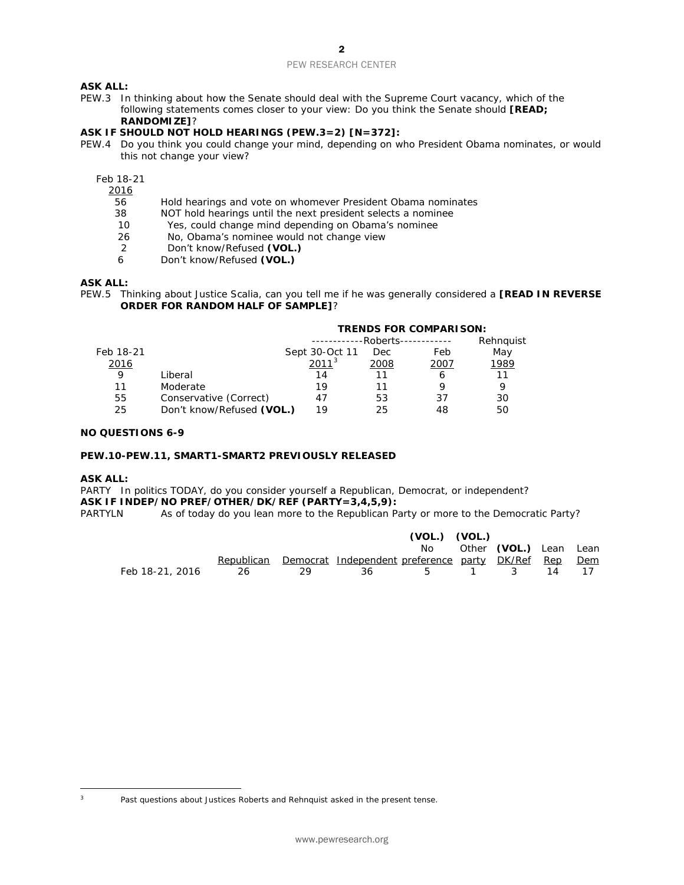**ASK ALL:**

PEW.3 In thinking about how the Senate should deal with the Supreme Court vacancy, which of the following statements comes closer to your view: Do you think the Senate should **[READ; RANDOMIZE]**?

**ASK IF SHOULD NOT HOLD HEARINGS (PEW.3=2) [N=372]:**

PEW.4 Do you think you could change your mind, depending on who President Obama nominates, or would this not change your view?

| Feb 18-21 2016 | |
|---|---|
| 56 | Hold hearings and vote on whomever President Obama nominates |
| 38 | NOT hold hearings until the next president selects a nominee |
| 10 | Yes, could change mind depending on Obama's nominee |
| 26 | No, Obama's nominee would not change view |
| 2 | Don't know/Refused **(VOL.)** |
| 6 | Don't know/Refused **(VOL.)** |

**ASK ALL:**

PEW.5 Thinking about Justice Scalia, can you tell me if he was generally considered a **[READ IN REVERSE ORDER FOR RANDOM HALF OF SAMPLE]**?

| | | **TRENDS FOR COMPARISON:** | | | |
|---|---|---|---|---|---|
| | | ------------Roberts----------- | | | Rehnquist |
| Feb 18-21 2016 | | Sept 30-Oct 11 2011[3] | Dec 2008 | Feb 2007 | May 1989 |
| 9 | Liberal | 14 | 11 | 6 | 11 |
| 11 | Moderate | 19 | 11 | 9 | 9 |
| 55 | Conservative (Correct) | 47 | 53 | 37 | 30 |
| 25 | Don't know/Refused **(VOL.)** | 19 | 25 | 48 | 50 |

**NO QUESTIONS 6-9**

**PEW.10-PEW.11, SMART1-SMART2 PREVIOUSLY RELEASED**

**ASK ALL:**

PARTY In politics TODAY, do you consider yourself a Republican, Democrat, or independent?

**ASK IF INDEP/NO PREF/OTHER/DK/REF (PARTY=3,4,5,9):**

PARTYLN As of today do you lean more to the Republican Party or more to the Democratic Party?

| | Republican | Democrat | Independent | **(VOL.)** No preference | **(VOL.)** Other party | **(VOL.)** DK/Ref | Lean Rep | Lean Dem |
|---|---|---|---|---|---|---|---|---|
| Feb 18-21, 2016 | 26 | 29 | 36 | 5 | 1 | 3 | 14 | 17 |

[3] Past questions about Justices Roberts and Rehnquist asked in the present tense.